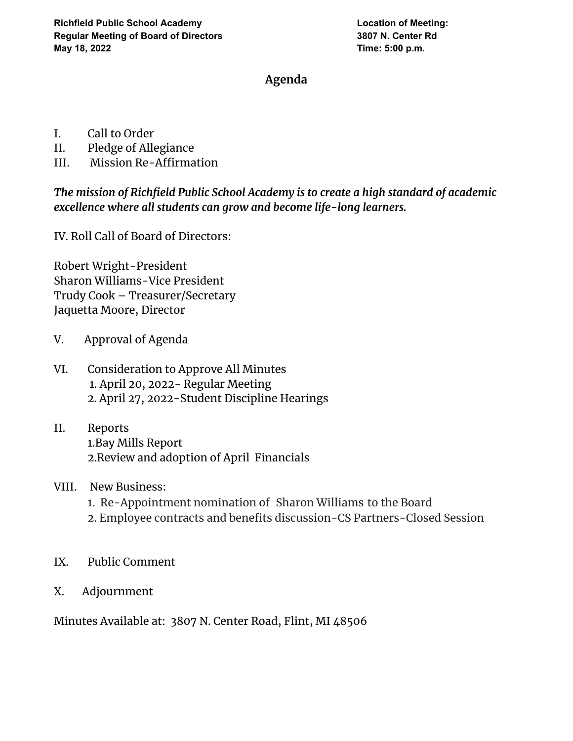**Richfield Public School Academy**
**Regular Meeting of Board of Directors**
**May 18, 2022**

**Location of Meeting:**
**3807 N. Center Rd**
**Time: 5:00 p.m.**

# Agenda

I. Call to Order
II. Pledge of Allegiance
III. Mission Re-Affirmation

***The mission of Richfield Public School Academy is to create a high standard of academic excellence where all students can grow and become life-long learners.***

IV. Roll Call of Board of Directors:

Robert Wright-President
Sharon Williams-Vice President
Trudy Cook – Treasurer/Secretary
Jaquetta Moore, Director

V. Approval of Agenda

VI. Consideration to Approve All Minutes
1. April 20, 2022- Regular Meeting
2. April 27, 2022-Student Discipline Hearings

II. Reports
1.Bay Mills Report
2.Review and adoption of April Financials

VIII. New Business:
1. Re-Appointment nomination of Sharon Williams to the Board
2. Employee contracts and benefits discussion-CS Partners-Closed Session

IX. Public Comment

X. Adjournment

Minutes Available at: 3807 N. Center Road, Flint, MI 48506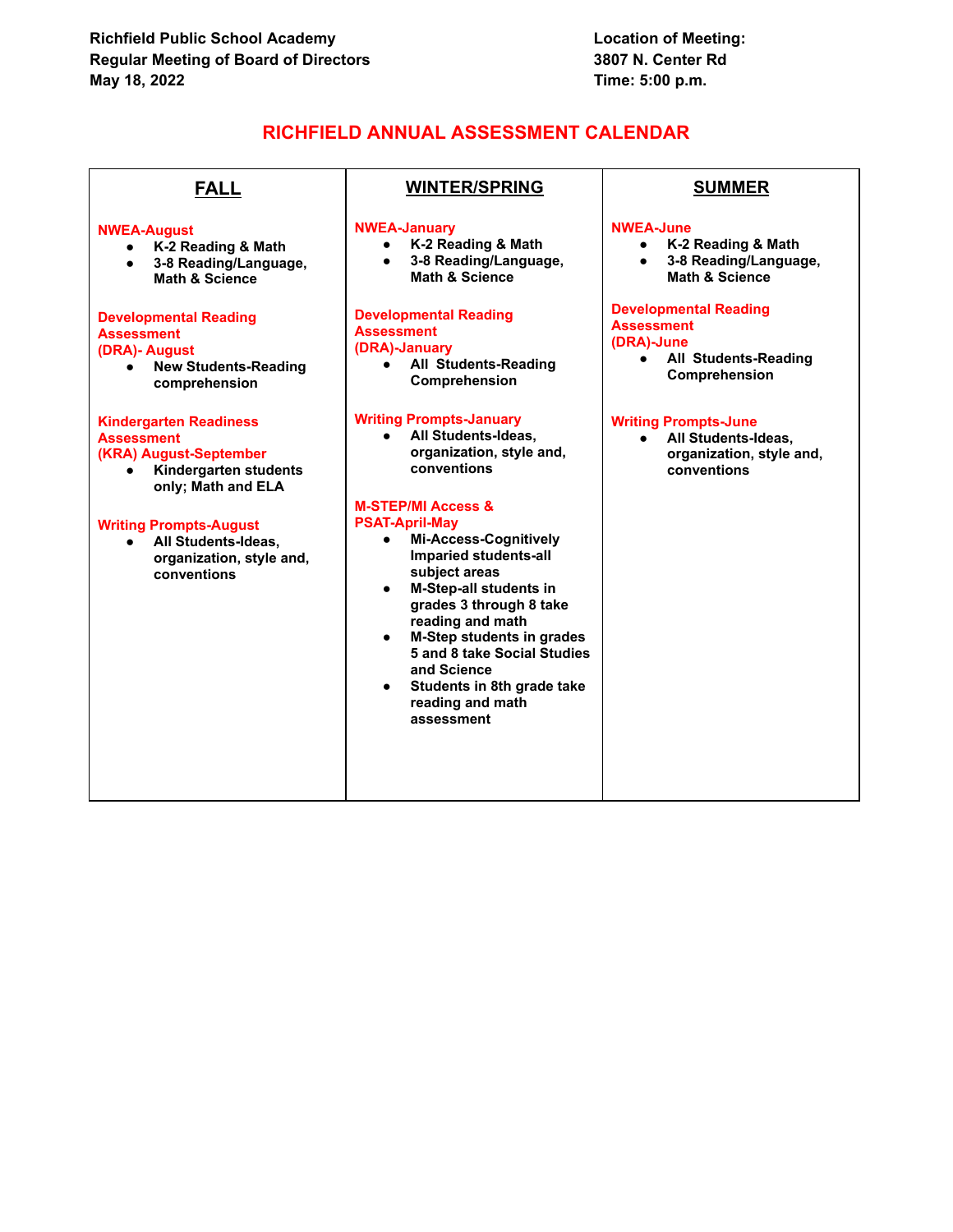Richfield Public School Academy
Regular Meeting of Board of Directors
May 18, 2022

Location of Meeting:
3807 N. Center Rd
Time: 5:00 p.m.

# RICHFIELD ANNUAL ASSESSMENT CALENDAR

| FALL | WINTER/SPRING | SUMMER |
| --- | --- | --- |
| **NWEA-August**<br>• K-2 Reading & Math<br>• 3-8 Reading/Language, Math & Science<br><br>**Developmental Reading Assessment (DRA)- August**<br>• New Students-Reading comprehension<br><br>**Kindergarten Readiness Assessment (KRA) August-September**<br>• Kindergarten students only; Math and ELA<br><br>**Writing Prompts-August**<br>• All Students-Ideas, organization, style and, conventions | **NWEA-January**<br>• K-2 Reading & Math<br>• 3-8 Reading/Language, Math & Science<br><br>**Developmental Reading Assessment (DRA)-January**<br>• All Students-Reading Comprehension<br><br>**Writing Prompts-January**<br>• All Students-Ideas, organization, style and, conventions<br><br>**M-STEP/MI Access & PSAT-April-May**<br>• Mi-Access-Cognitively Imparied students-all subject areas<br>• M-Step-all students in grades 3 through 8 take reading and math<br>• M-Step students in grades 5 and 8 take Social Studies and Science<br>• Students in 8th grade take reading and math assessment | **NWEA-June**<br>• K-2 Reading & Math<br>• 3-8 Reading/Language, Math & Science<br><br>**Developmental Reading Assessment (DRA)-June**<br>• All Students-Reading Comprehension<br><br>**Writing Prompts-June**<br>• All Students-Ideas, organization, style and, conventions |